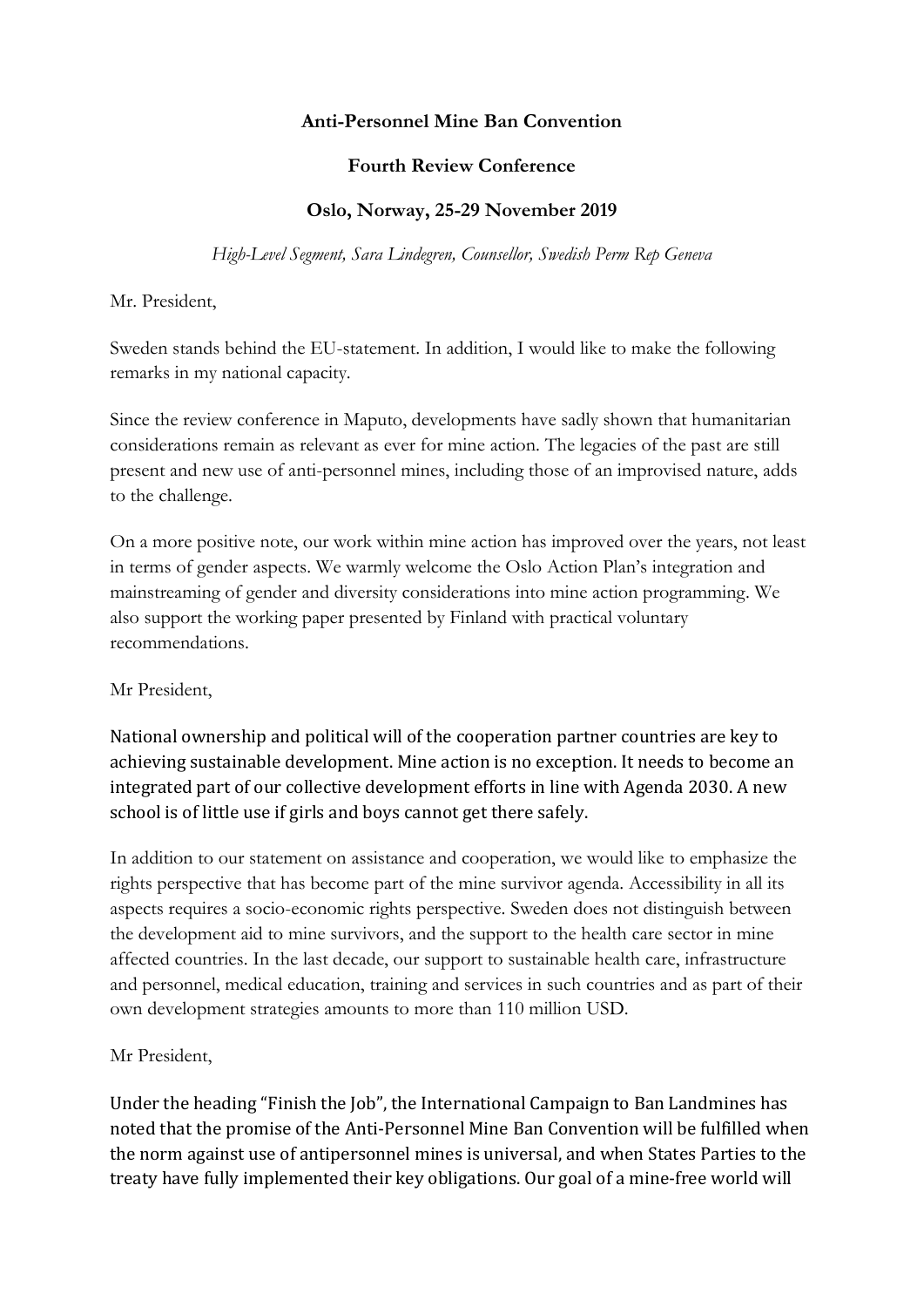**Anti-Personnel Mine Ban Convention**

**Fourth Review Conference**

**Oslo, Norway, 25-29 November 2019**

*High-Level Segment, Sara Lindegren, Counsellor, Swedish Perm Rep Geneva*

Mr. President,

Sweden stands behind the EU-statement. In addition, I would like to make the following remarks in my national capacity.

Since the review conference in Maputo, developments have sadly shown that humanitarian considerations remain as relevant as ever for mine action. The legacies of the past are still present and new use of anti-personnel mines, including those of an improvised nature, adds to the challenge.

On a more positive note, our work within mine action has improved over the years, not least in terms of gender aspects. We warmly welcome the Oslo Action Plan's integration and mainstreaming of gender and diversity considerations into mine action programming. We also support the working paper presented by Finland with practical voluntary recommendations.

Mr President,

National ownership and political will of the cooperation partner countries are key to achieving sustainable development. Mine action is no exception. It needs to become an integrated part of our collective development efforts in line with Agenda 2030. A new school is of little use if girls and boys cannot get there safely.

In addition to our statement on assistance and cooperation, we would like to emphasize the rights perspective that has become part of the mine survivor agenda. Accessibility in all its aspects requires a socio-economic rights perspective. Sweden does not distinguish between the development aid to mine survivors, and the support to the health care sector in mine affected countries. In the last decade, our support to sustainable health care, infrastructure and personnel, medical education, training and services in such countries and as part of their own development strategies amounts to more than 110 million USD.

Mr President,

Under the heading "Finish the Job", the International Campaign to Ban Landmines has noted that the promise of the Anti-Personnel Mine Ban Convention will be fulfilled when the norm against use of antipersonnel mines is universal, and when States Parties to the treaty have fully implemented their key obligations. Our goal of a mine-free world will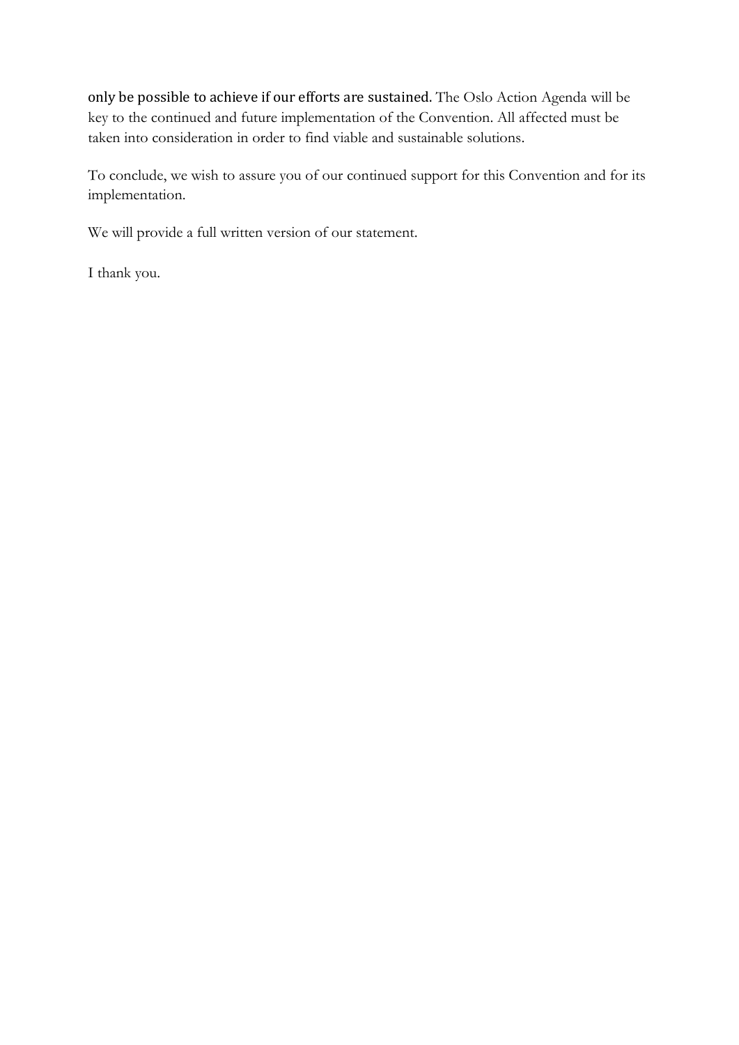only be possible to achieve if our efforts are sustained. The Oslo Action Agenda will be key to the continued and future implementation of the Convention. All affected must be taken into consideration in order to find viable and sustainable solutions.

To conclude, we wish to assure you of our continued support for this Convention and for its implementation.

We will provide a full written version of our statement.

I thank you.